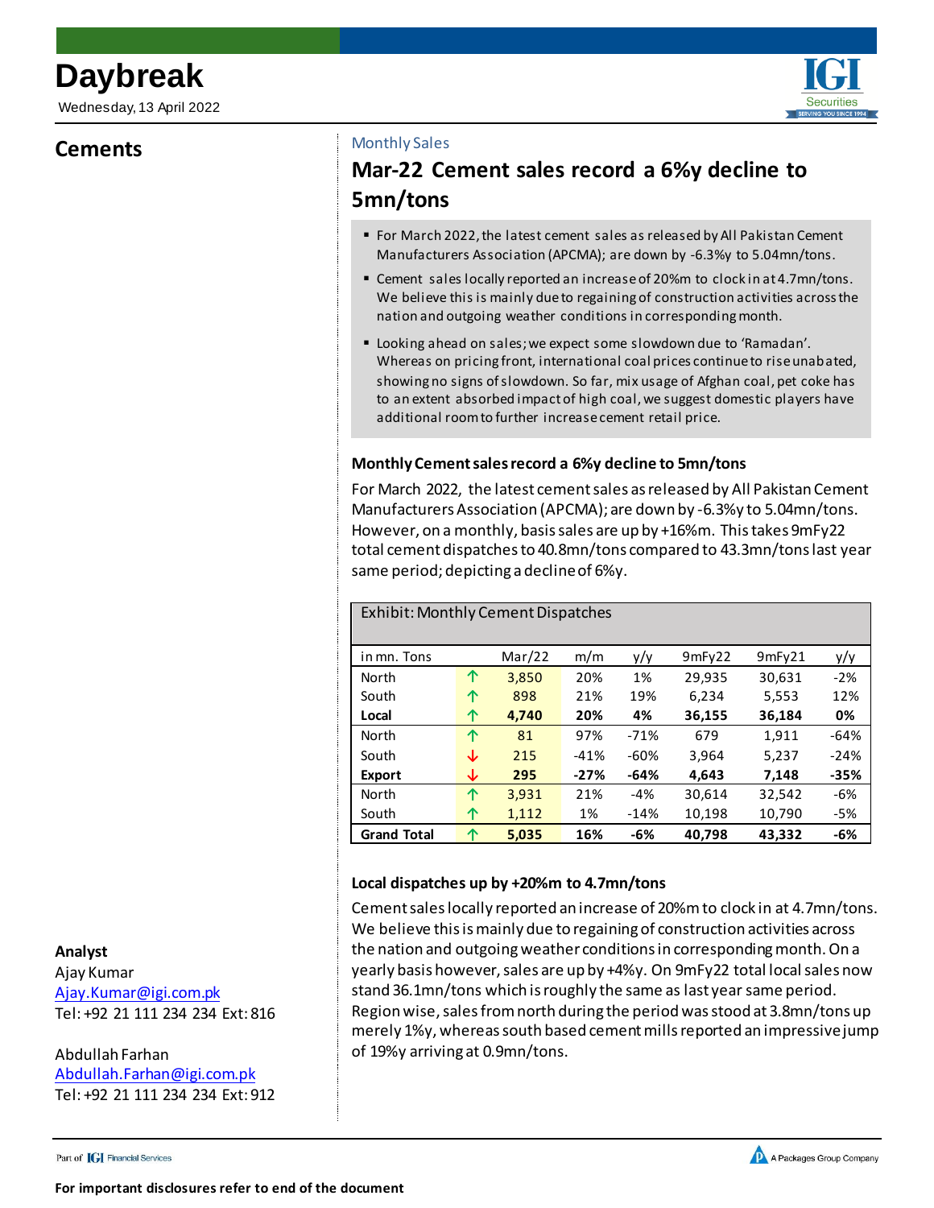# Daybreak

Wednesday, 13 April 2022

## Cements

Monthly Sales

## Mar-22 Cement sales record a 6%y decline to 5mn/tons

- For March 2022, the latest cement sales as released by All Pakistan Cement Manufacturers Association (APCMA); are down by -6.3%y to 5.04mn/tons.
- Cement sales locally reported an increase of 20%m to clock in at 4.7mn/tons. We believe this is mainly due to regaining of construction activities across the nation and outgoing weather conditions in corresponding month.
- Looking ahead on sales; we expect some slowdown due to 'Ramadan'. Whereas on pricing front, international coal prices continue to rise unabated, showing no signs of slowdown. So far, mix usage of Afghan coal, pet coke has to an extent absorbed impact of high coal, we suggest domestic players have additional room to further increase cement retail price.

### Monthly Cement sales record a 6%y decline to 5mn/tons

For March 2022, the latest cement sales as released by All Pakistan Cement Manufacturers Association (APCMA); are down by -6.3%y to 5.04mn/tons. However, on a monthly, basis sales are up by +16%m. This takes 9mFy22 total cement dispatches to 40.8mn/tons compared to 43.3mn/tons last year same period; depicting a decline of 6%y.

Exhibit: Monthly Cement Dispatches

| in mn. Tons | | Mar/22 | m/m | y/y | 9mFy22 | 9mFy21 | y/y |
|---|---|---|---|---|---|---|---|
| North | ↑ | 3,850 | 20% | 1% | 29,935 | 30,631 | -2% |
| South | ↑ | 898 | 21% | 19% | 6,234 | 5,553 | 12% |
| **Local** | ↑ | **4,740** | **20%** | **4%** | **36,155** | **36,184** | **0%** |
| North | ↑ | 81 | 97% | -71% | 679 | 1,911 | -64% |
| South | ↓ | 215 | -41% | -60% | 3,964 | 5,237 | -24% |
| **Export** | ↓ | **295** | **-27%** | **-64%** | **4,643** | **7,148** | **-35%** |
| North | ↑ | 3,931 | 21% | -4% | 30,614 | 32,542 | -6% |
| South | ↑ | 1,112 | 1% | -14% | 10,198 | 10,790 | -5% |
| **Grand Total** | ↑ | **5,035** | **16%** | **-6%** | **40,798** | **43,332** | **-6%** |

### Local dispatches up by +20%m to 4.7mn/tons

Cement sales locally reported an increase of 20%m to clock in at 4.7mn/tons. We believe this is mainly due to regaining of construction activities across the nation and outgoing weather conditions in corresponding month. On a yearly basis however, sales are up by +4%y. On 9mFy22 total local sales now stand 36.1mn/tons which is roughly the same as last year same period. Region wise, sales from north during the period was stood at 3.8mn/tons up merely 1%y, whereas south based cement mills reported an impressive jump of 19%y arriving at 0.9mn/tons.

**Analyst**

Ajay Kumar
Ajay.Kumar@igi.com.pk
Tel: +92 21 111 234 234 Ext: 816

Abdullah Farhan
Abdullah.Farhan@igi.com.pk
Tel: +92 21 111 234 234 Ext: 912

**For important disclosures refer to end of the document**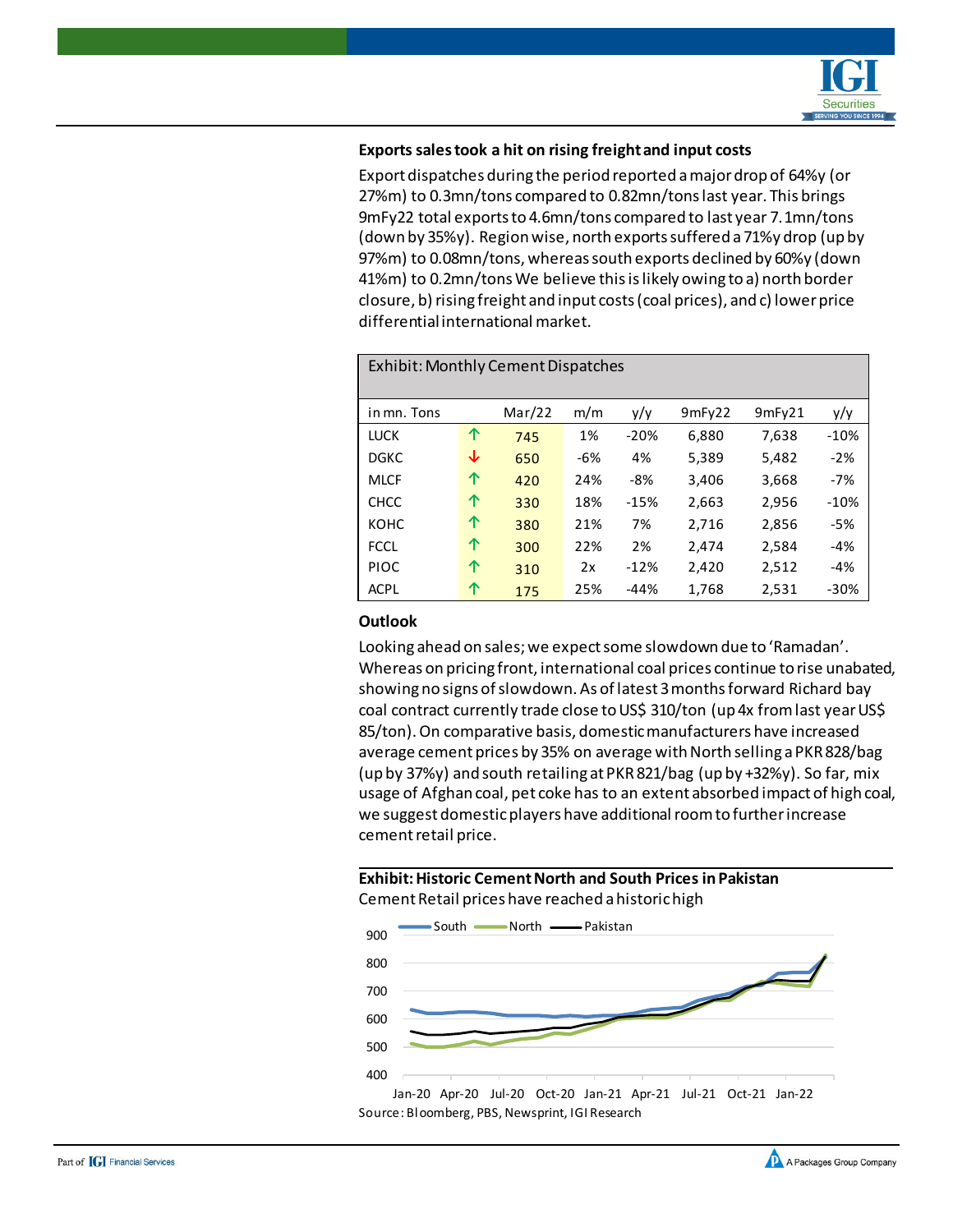**Exports sales took a hit on rising freight and input costs**

Export dispatches during the period reported a major drop of 64%y (or 27%m) to 0.3mn/tons compared to 0.82mn/tons last year. This brings 9mFy22 total exports to 4.6mn/tons compared to last year 7.1mn/tons (down by 35%y). Region wise, north exports suffered a 71%y drop (up by 97%m) to 0.08mn/tons, whereas south exports declined by 60%y (down 41%m) to 0.2mn/tons We believe this is likely owing to a) north border closure, b) rising freight and input costs (coal prices), and c) lower price differential international market.

| Exhibit: Monthly Cement Dispatches | | | | | | | |
|---|---|---|---|---|---|---|---|
| in mn. Tons | | Mar/22 | m/m | y/y | 9mFy22 | 9mFy21 | y/y |
| LUCK | ↑ | 745 | 1% | -20% | 6,880 | 7,638 | -10% |
| DGKC | ↓ | 650 | -6% | 4% | 5,389 | 5,482 | -2% |
| MLCF | ↑ | 420 | 24% | -8% | 3,406 | 3,668 | -7% |
| CHCC | ↑ | 330 | 18% | -15% | 2,663 | 2,956 | -10% |
| KOHC | ↑ | 380 | 21% | 7% | 2,716 | 2,856 | -5% |
| FCCL | ↑ | 300 | 22% | 2% | 2,474 | 2,584 | -4% |
| PIOC | ↑ | 310 | 2x | -12% | 2,420 | 2,512 | -4% |
| ACPL | ↑ | 175 | 25% | -44% | 1,768 | 2,531 | -30% |

**Outlook**

Looking ahead on sales; we expect some slowdown due to 'Ramadan'. Whereas on pricing front, international coal prices continue to rise unabated, showing no signs of slowdown. As of latest 3 months forward Richard bay coal contract currently trade close to US$ 310/ton (up 4x from last year US$ 85/ton). On comparative basis, domestic manufacturers have increased average cement prices by 35% on average with North selling a PKR 828/bag (up by 37%y) and south retailing at PKR 821/bag (up by +32%y). So far, mix usage of Afghan coal, pet coke has to an extent absorbed impact of high coal, we suggest domestic players have additional room to further increase cement retail price.

**Exhibit: Historic Cement North and South Prices in Pakistan**

Cement Retail prices have reached a historic high

South
North
Pakistan

900
800
700
600
500
400

Jan-20 Apr-20 Jul-20 Oct-20 Jan-21 Apr-21 Jul-21 Oct-21 Jan-22

Source: Bloomberg, PBS, Newsprint, IGI Research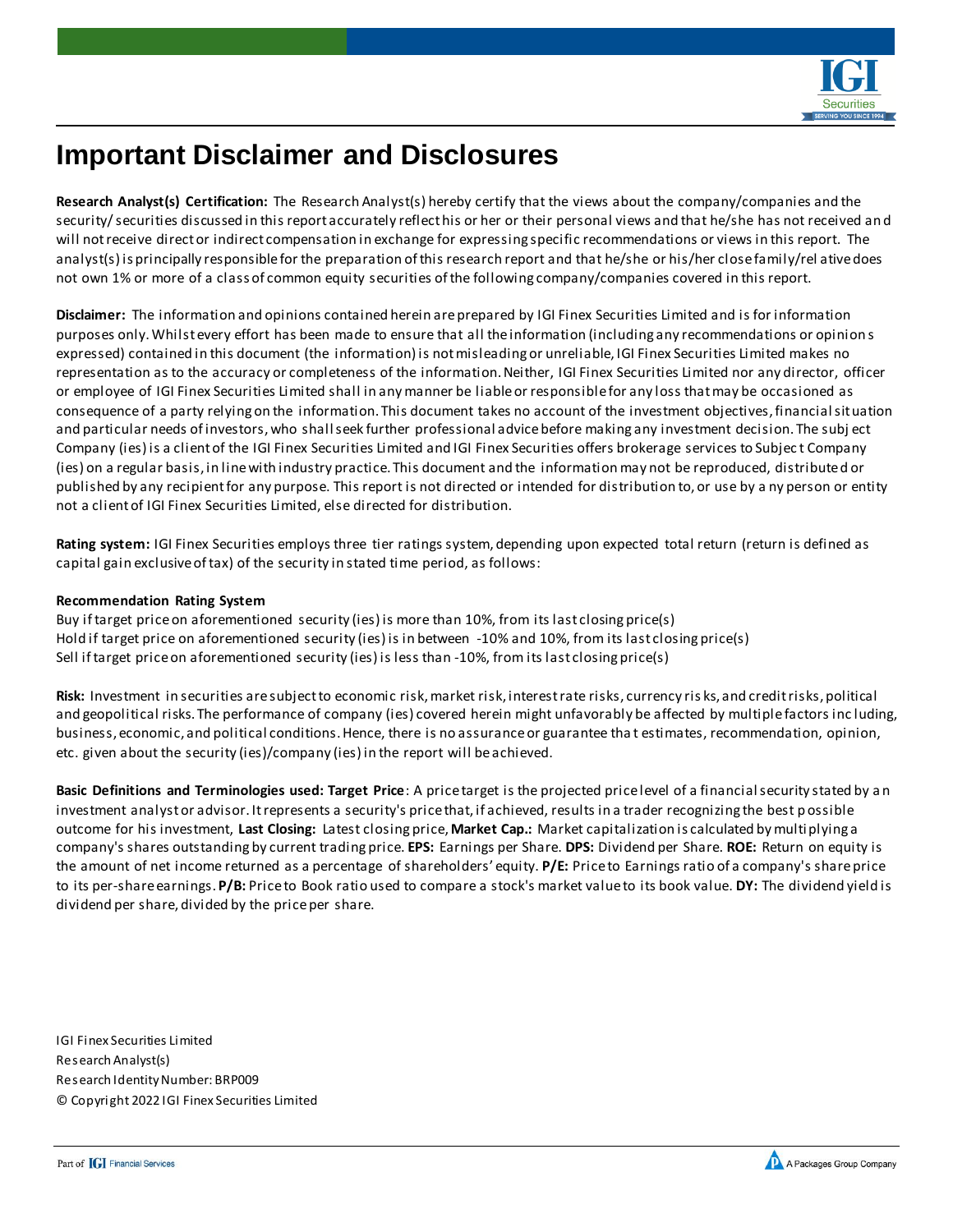# Important Disclaimer and Disclosures

**Research Analyst(s) Certification:** The Research Analyst(s) hereby certify that the views about the company/companies and the security/ securities discussed in this report accurately reflect his or her or their personal views and that he/she has not received and will not receive direct or indirect compensation in exchange for expressing specific recommendations or views in this report. The analyst(s) is principally responsible for the preparation of this research report and that he/she or his/her close family/relative does not own 1% or more of a class of common equity securities of the following company/companies covered in this report.

**Disclaimer:** The information and opinions contained herein are prepared by IGI Finex Securities Limited and is for information purposes only. Whilst every effort has been made to ensure that all the information (including any recommendations or opinions expressed) contained in this document (the information) is not misleading or unreliable, IGI Finex Securities Limited makes no representation as to the accuracy or completeness of the information. Neither, IGI Finex Securities Limited nor any director, officer or employee of IGI Finex Securities Limited shall in any manner be liable or responsible for any loss that may be occasioned as consequence of a party relying on the information. This document takes no account of the investment objectives, financial situation and particular needs of investors, who shall seek further professional advice before making any investment decision. The subject Company (ies) is a client of the IGI Finex Securities Limited and IGI Finex Securities offers brokerage services to Subject Company (ies) on a regular basis, in line with industry practice. This document and the information may not be reproduced, distributed or published by any recipient for any purpose. This report is not directed or intended for distribution to, or use by any person or entity not a client of IGI Finex Securities Limited, else directed for distribution.

**Rating system:** IGI Finex Securities employs three tier ratings system, depending upon expected total return (return is defined as capital gain exclusive of tax) of the security in stated time period, as follows:

**Recommendation Rating System**
Buy if target price on aforementioned security (ies) is more than 10%, from its last closing price(s)
Hold if target price on aforementioned security (ies) is in between -10% and 10%, from its last closing price(s)
Sell if target price on aforementioned security (ies) is less than -10%, from its last closing price(s)

**Risk:** Investment in securities are subject to economic risk, market risk, interest rate risks, currency risks, and credit risks, political and geopolitical risks. The performance of company (ies) covered herein might unfavorably be affected by multiple factors including, business, economic, and political conditions. Hence, there is no assurance or guarantee that estimates, recommendation, opinion, etc. given about the security (ies)/company (ies) in the report will be achieved.

**Basic Definitions and Terminologies used: Target Price**: A price target is the projected price level of a financial security stated by an investment analyst or advisor. It represents a security's price that, if achieved, results in a trader recognizing the best possible outcome for his investment, **Last Closing:** Latest closing price, **Market Cap.:** Market capitalization is calculated by multiplying a company's shares outstanding by current trading price. **EPS:** Earnings per Share. **DPS:** Dividend per Share. **ROE:** Return on equity is the amount of net income returned as a percentage of shareholders' equity. **P/E:** Price to Earnings ratio of a company's share price to its per-share earnings. **P/B:** Price to Book ratio used to compare a stock's market value to its book value. **DY:** The dividend yield is dividend per share, divided by the price per share.

IGI Finex Securities Limited
Research Analyst(s)
Research Identity Number: BRP009
© Copyright 2022 IGI Finex Securities Limited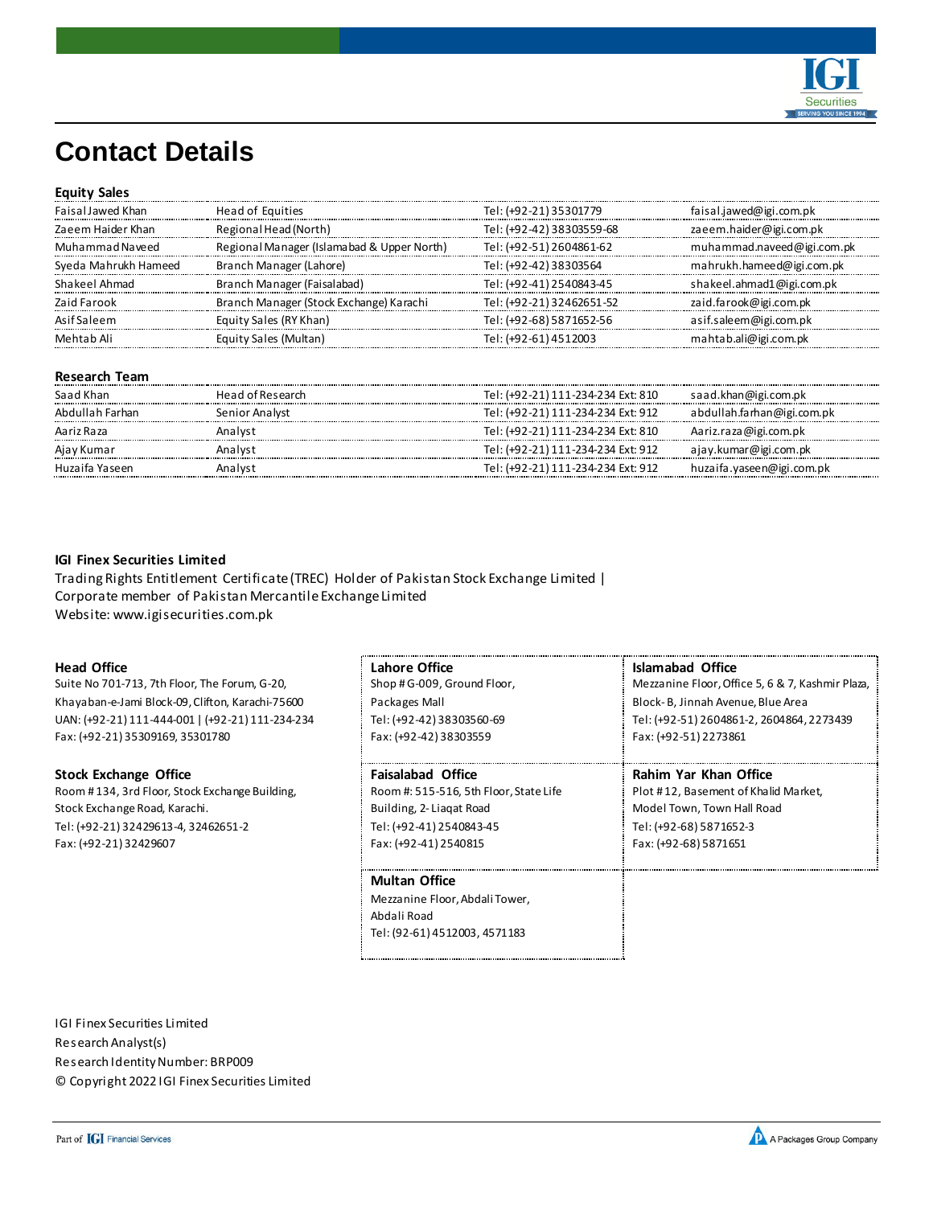# Contact Details

### Equity Sales

| | | | |
|---|---|---|---|
| Faisal Jawed Khan | Head of Equities | Tel: (+92-21) 35301779 | faisal.jawed@igi.com.pk |
| Zaeem Haider Khan | Regional Head (North) | Tel: (+92-42) 38303559-68 | zaeem.haider@igi.com.pk |
| Muhammad Naveed | Regional Manager (Islamabad & Upper North) | Tel: (+92-51) 2604861-62 | muhammad.naveed@igi.com.pk |
| Syeda Mahrukh Hameed | Branch Manager (Lahore) | Tel: (+92-42) 38303564 | mahrukh.hameed@igi.com.pk |
| Shakeel Ahmad | Branch Manager (Faisalabad) | Tel: (+92-41) 2540843-45 | shakeel.ahmad1@igi.com.pk |
| Zaid Farook | Branch Manager (Stock Exchange) Karachi | Tel: (+92-21) 32462651-52 | zaid.farook@igi.com.pk |
| Asif Saleem | Equity Sales (RY Khan) | Tel: (+92-68) 5871652-56 | asif.saleem@igi.com.pk |
| Mehtab Ali | Equity Sales (Multan) | Tel: (+92-61) 4512003 | mahtab.ali@igi.com.pk |

### Research Team

| | | | |
|---|---|---|---|
| Saad Khan | Head of Research | Tel: (+92-21) 111-234-234 Ext: 810 | saad.khan@igi.com.pk |
| Abdullah Farhan | Senior Analyst | Tel: (+92-21) 111-234-234 Ext: 912 | abdullah.farhan@igi.com.pk |
| Aariz Raza | Analyst | Tel: (+92-21) 111-234-234 Ext: 810 | Aariz.raza@igi.com.pk |
| Ajay Kumar | Analyst | Tel: (+92-21) 111-234-234 Ext: 912 | ajay.kumar@igi.com.pk |
| Huzaifa Yaseen | Analyst | Tel: (+92-21) 111-234-234 Ext: 912 | huzaifa.yaseen@igi.com.pk |

**IGI Finex Securities Limited**

Trading Rights Entitlement Certificate (TREC) Holder of Pakistan Stock Exchange Limited |
Corporate member of Pakistan Mercantile Exchange Limited
Website: www.igisecurities.com.pk

**Head Office**
Suite No 701-713, 7th Floor, The Forum, G-20,
Khayaban-e-Jami Block-09, Clifton, Karachi-75600
UAN: (+92-21) 111-444-001 | (+92-21) 111-234-234
Fax: (+92-21) 35309169, 35301780

**Stock Exchange Office**
Room # 134, 3rd Floor, Stock Exchange Building,
Stock Exchange Road, Karachi.
Tel: (+92-21) 32429613-4, 32462651-2
Fax: (+92-21) 32429607

**Lahore Office**
Shop # G-009, Ground Floor,
Packages Mall
Tel: (+92-42) 38303560-69
Fax: (+92-42) 38303559

**Islamabad Office**
Mezzanine Floor, Office 5, 6 & 7, Kashmir Plaza,
Block- B, Jinnah Avenue, Blue Area
Tel: (+92-51) 2604861-2, 2604864, 2273439
Fax: (+92-51) 2273861

**Faisalabad Office**
Room #: 515-516, 5th Floor, State Life
Building, 2- Liaqat Road
Tel: (+92-41) 2540843-45
Fax: (+92-41) 2540815

**Rahim Yar Khan Office**
Plot # 12, Basement of Khalid Market,
Model Town, Town Hall Road
Tel: (+92-68) 5871652-3
Fax: (+92-68) 5871651

**Multan Office**
Mezzanine Floor, Abdali Tower,
Abdali Road
Tel: (92-61) 4512003, 4571183

IGI Finex Securities Limited
Research Analyst(s)
Research Identity Number: BRP009
© Copyright 2022 IGI Finex Securities Limited